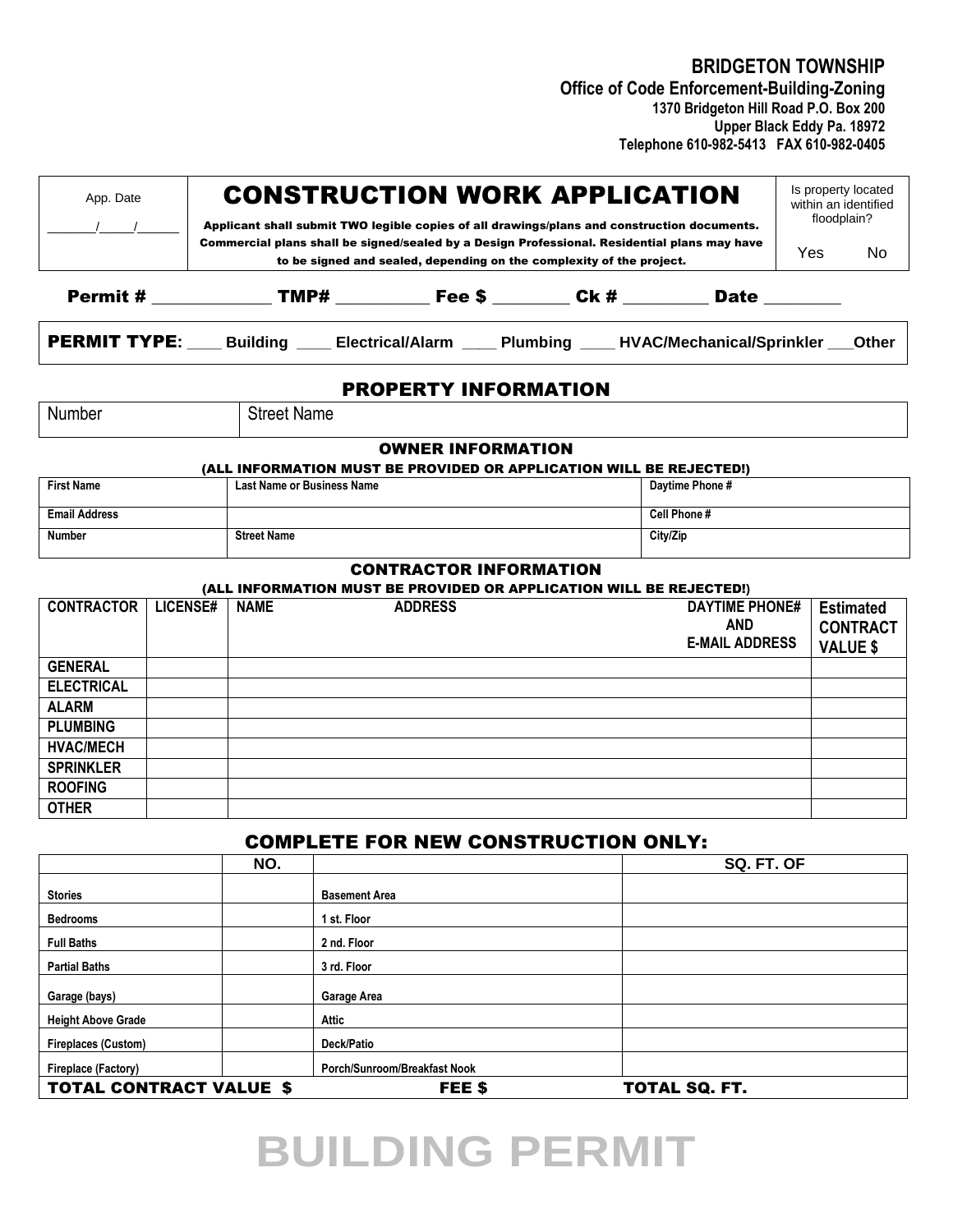**BRIDGETON TOWNSHIP**
**Office of Code Enforcement-Building-Zoning**
**1370 Bridgeton Hill Road P.O. Box 200**
**Upper Black Eddy Pa. 18972**
**Telephone 610-982-5413 FAX 610-982-0405**

| App. Date<br>\_\_\_\_\_\_/\_\_\_\_/\_\_\_\_\_ | **CONSTRUCTION WORK APPLICATION**<br>**Applicant shall submit TWO legible copies of all drawings/plans and construction documents. Commercial plans shall be signed/sealed by a Design Professional. Residential plans may have to be signed and sealed, depending on the complexity of the project.** | Is property located within an identified floodplain?<br>Yes No |
|---|---|---|

**Permit #** \_\_\_\_\_\_\_\_\_\_\_\_ **TMP#** \_\_\_\_\_\_\_\_\_\_ **Fee $** \_\_\_\_\_\_\_\_ **Ck #** \_\_\_\_\_\_\_\_\_ **Date** \_\_\_\_\_\_\_\_

**PERMIT TYPE:** \_\_\_\_ **Building** \_\_\_\_ **Electrical/Alarm** \_\_\_\_ **Plumbing** \_\_\_\_ **HVAC/Mechanical/Sprinkler** \_\_\_**Other**

## PROPERTY INFORMATION

| Number | Street Name |
|---|---|

### OWNER INFORMATION

**(ALL INFORMATION MUST BE PROVIDED OR APPLICATION WILL BE REJECTED!)**

| First Name | Last Name or Business Name | Daytime Phone # |
|---|---|---|
| Email Address | | Cell Phone # |
| Number | Street Name | City/Zip |

### CONTRACTOR INFORMATION

**(ALL INFORMATION MUST BE PROVIDED OR APPLICATION WILL BE REJECTED!)**

| CONTRACTOR | LICENSE# | NAME ADDRESS DAYTIME PHONE# AND E-MAIL ADDRESS | Estimated CONTRACT VALUE $ |
|---|---|---|---|
| GENERAL | | | |
| ELECTRICAL | | | |
| ALARM | | | |
| PLUMBING | | | |
| HVAC/MECH | | | |
| SPRINKLER | | | |
| ROOFING | | | |
| OTHER | | | |

## COMPLETE FOR NEW CONSTRUCTION ONLY:

| | NO. | | SQ. FT. OF |
|---|---|---|---|
| Stories | | Basement Area | |
| Bedrooms | | 1 st. Floor | |
| Full Baths | | 2 nd. Floor | |
| Partial Baths | | 3 rd. Floor | |
| Garage (bays) | | Garage Area | |
| Height Above Grade | | Attic | |
| Fireplaces (Custom) | | Deck/Patio | |
| Fireplace (Factory) | | Porch/Sunroom/Breakfast Nook | |
| **TOTAL CONTRACT VALUE $** | | **FEE $** | **TOTAL SQ. FT.** |

# BUILDING PERMIT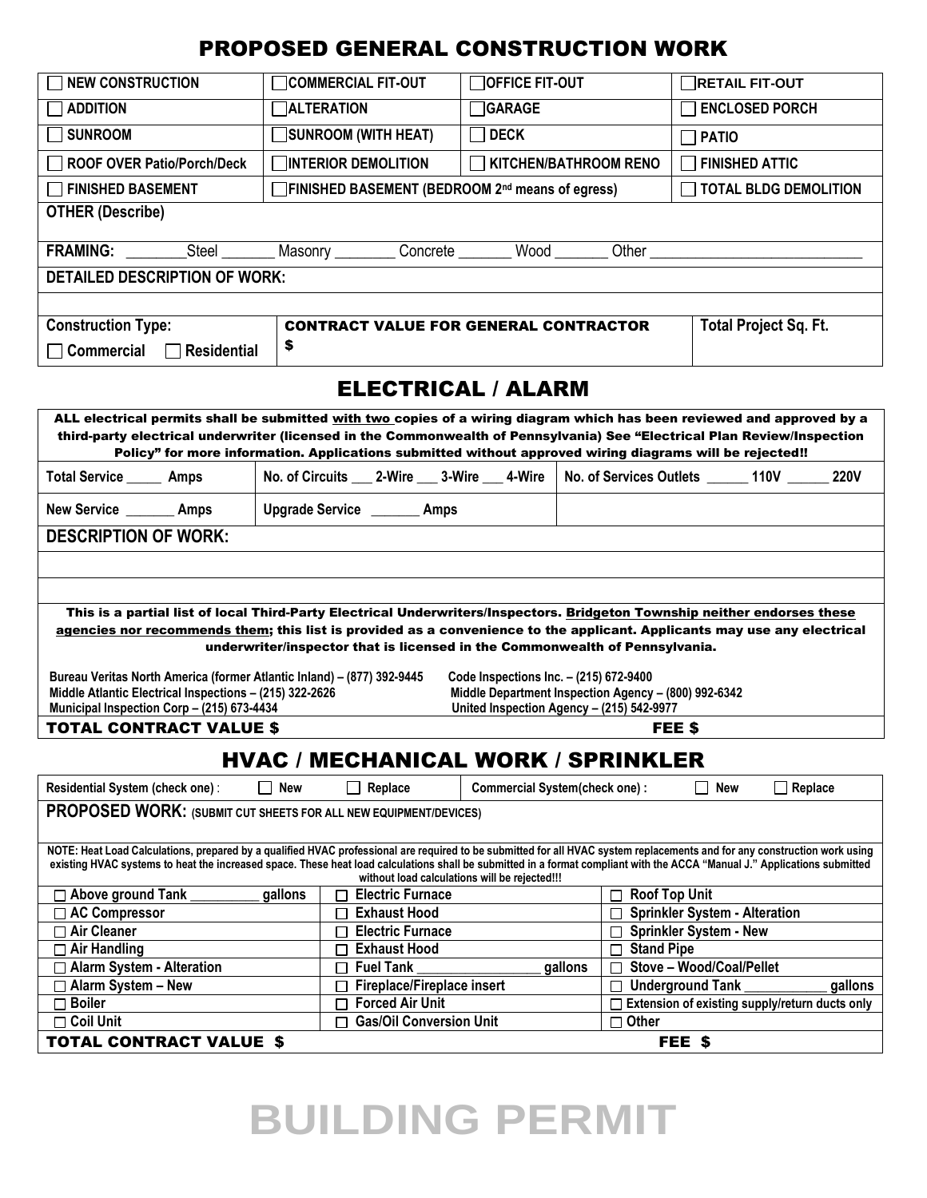## PROPOSED GENERAL CONSTRUCTION WORK

| ☐ NEW CONSTRUCTION | ☐ COMMERCIAL FIT-OUT | ☐ OFFICE FIT-OUT | ☐ RETAIL FIT-OUT |
|---|---|---|---|
| ☐ ADDITION | ☐ ALTERATION | ☐ GARAGE | ☐ ENCLOSED PORCH |
| ☐ SUNROOM | ☐ SUNROOM (WITH HEAT) | ☐ DECK | ☐ PATIO |
| ☐ ROOF OVER Patio/Porch/Deck | ☐ INTERIOR DEMOLITION | ☐ KITCHEN/BATHROOM RENO | ☐ FINISHED ATTIC |
| ☐ FINISHED BASEMENT | ☐ FINISHED BASEMENT (BEDROOM 2nd means of egress) | | ☐ TOTAL BLDG DEMOLITION |

**OTHER (Describe)**

**FRAMING:** ________Steel _______ Masonry ________ Concrete _______ Wood _______ Other ___________________________

**DETAILED DESCRIPTION OF WORK:**

| Construction Type: | CONTRACT VALUE FOR GENERAL CONTRACTOR | Total Project Sq. Ft. |
|---|---|---|
| ☐ Commercial ☐ Residential | $ | |

## ELECTRICAL / ALARM

**ALL electrical permits shall be submitted with two copies of a wiring diagram which has been reviewed and approved by a third-party electrical underwriter (licensed in the Commonwealth of Pennsylvania) See "Electrical Plan Review/Inspection Policy" for more information. Applications submitted without approved wiring diagrams will be rejected!!**

| Total Service _____ Amps | No. of Circuits ___ 2-Wire ___ 3-Wire ___ 4-Wire | No. of Services Outlets ______ 110V ______ 220V |
|---|---|---|
| New Service _______ Amps | Upgrade Service _______ Amps | |

**DESCRIPTION OF WORK:**

**This is a partial list of local Third-Party Electrical Underwriters/Inspectors. Bridgeton Township neither endorses these agencies nor recommends them; this list is provided as a convenience to the applicant. Applicants may use any electrical underwriter/inspector that is licensed in the Commonwealth of Pennsylvania.**

- Bureau Veritas North America (former Atlantic Inland) – (877) 392-9445
- Middle Atlantic Electrical Inspections – (215) 322-2626
- Municipal Inspection Corp – (215) 673-4434
- Code Inspections Inc. – (215) 672-9400
- Middle Department Inspection Agency – (800) 992-6342
- United Inspection Agency – (215) 542-9977

**TOTAL CONTRACT VALUE $** **FEE $**

## HVAC / MECHANICAL WORK / SPRINKLER

**Residential System (check one)**: ☐ New ☐ Replace **Commercial System(check one)**: ☐ New ☐ Replace

**PROPOSED WORK:** (SUBMIT CUT SHEETS FOR ALL NEW EQUIPMENT/DEVICES)

**NOTE: Heat Load Calculations, prepared by a qualified HVAC professional are required to be submitted for all HVAC system replacements and for any construction work using existing HVAC systems to heat the increased space. These heat load calculations shall be submitted in a format compliant with the ACCA "Manual J." Applications submitted without load calculations will be rejected!!!**

| | | |
|---|---|---|
| ☐ Above ground Tank __________ gallons | ☐ Electric Furnace | ☐ Roof Top Unit |
| ☐ AC Compressor | ☐ Exhaust Hood | ☐ Sprinkler System - Alteration |
| ☐ Air Cleaner | ☐ Electric Furnace | ☐ Sprinkler System - New |
| ☐ Air Handling | ☐ Exhaust Hood | ☐ Stand Pipe |
| ☐ Alarm System - Alteration | ☐ Fuel Tank _________________ gallons | ☐ Stove – Wood/Coal/Pellet |
| ☐ Alarm System – New | ☐ Fireplace/Fireplace insert | ☐ Underground Tank ___________ gallons |
| ☐ Boiler | ☐ Forced Air Unit | ☐ Extension of existing supply/return ducts only |
| ☐ Coil Unit | ☐ Gas/Oil Conversion Unit | ☐ Other |

**TOTAL CONTRACT VALUE $** **FEE $**

**BUILDING PERMIT**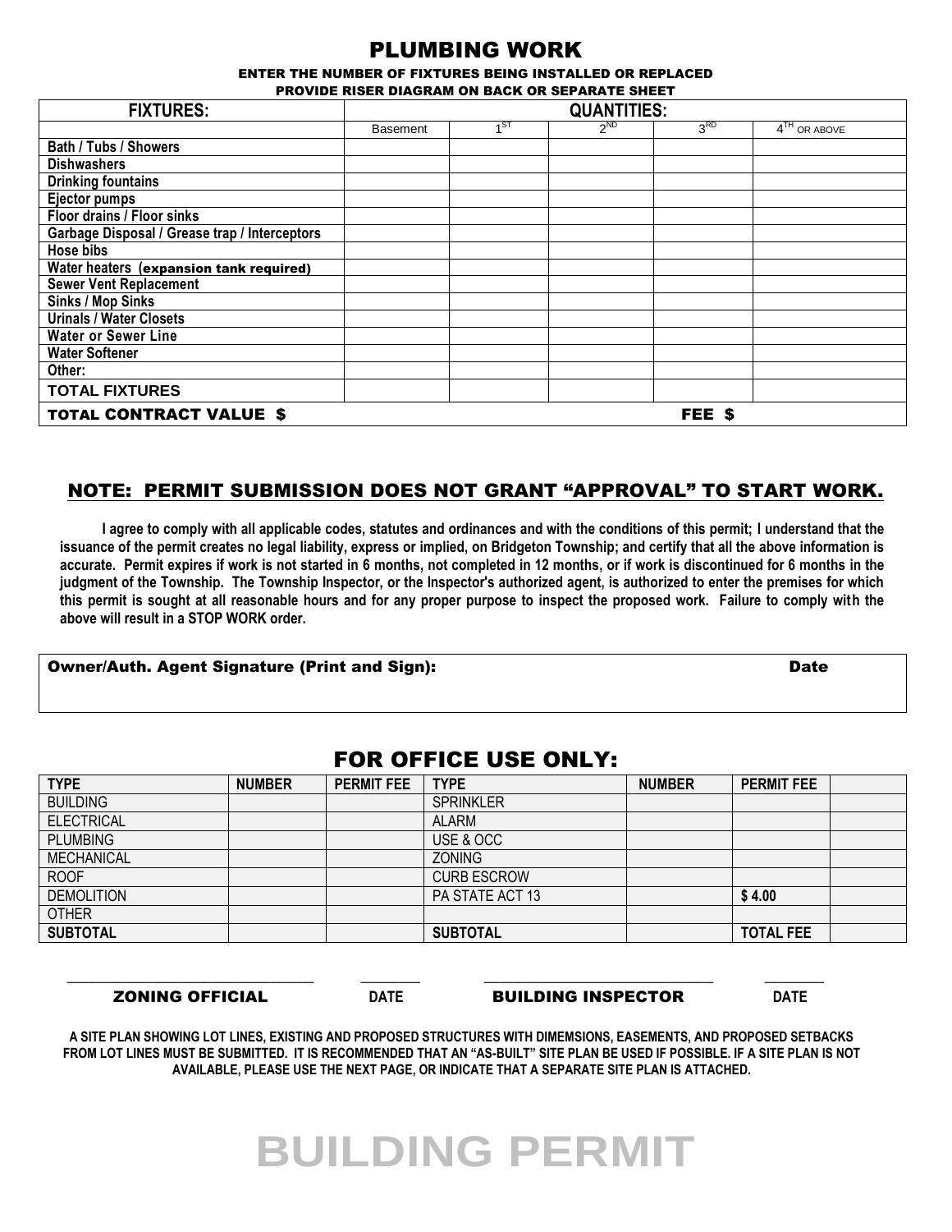# PLUMBING WORK

**ENTER THE NUMBER OF FIXTURES BEING INSTALLED OR REPLACED**
**PROVIDE RISER DIAGRAM ON BACK OR SEPARATE SHEET**

| FIXTURES: | QUANTITIES: | | | | |
|---|---|---|---|---|---|
| | Basement | 1ST | 2ND | 3RD | 4TH OR ABOVE |
| Bath / Tubs / Showers | | | | | |
| Dishwashers | | | | | |
| Drinking fountains | | | | | |
| Ejector pumps | | | | | |
| Floor drains / Floor sinks | | | | | |
| Garbage Disposal / Grease trap / Interceptors | | | | | |
| Hose bibs | | | | | |
| Water heaters (expansion tank required) | | | | | |
| Sewer Vent Replacement | | | | | |
| Sinks / Mop Sinks | | | | | |
| Urinals / Water Closets | | | | | |
| Water or Sewer Line | | | | | |
| Water Softener | | | | | |
| Other: | | | | | |
| TOTAL FIXTURES | | | | | |
| TOTAL CONTRACT VALUE $ | | | | FEE $ | |

## NOTE: PERMIT SUBMISSION DOES NOT GRANT "APPROVAL" TO START WORK.

**I agree to comply with all applicable codes, statutes and ordinances and with the conditions of this permit; I understand that the issuance of the permit creates no legal liability, express or implied, on Bridgeton Township; and certify that all the above information is accurate. Permit expires if work is not started in 6 months, not completed in 12 months, or if work is discontinued for 6 months in the judgment of the Township. The Township Inspector, or the Inspector's authorized agent, is authorized to enter the premises for which this permit is sought at all reasonable hours and for any proper purpose to inspect the proposed work. Failure to comply with the above will result in a STOP WORK order.**

| Owner/Auth. Agent Signature (Print and Sign): | Date |
|---|---|
| | |

## FOR OFFICE USE ONLY:

| TYPE | NUMBER | PERMIT FEE | TYPE | NUMBER | PERMIT FEE | |
|---|---|---|---|---|---|---|
| BUILDING | | | SPRINKLER | | | |
| ELECTRICAL | | | ALARM | | | |
| PLUMBING | | | USE & OCC | | | |
| MECHANICAL | | | ZONING | | | |
| ROOF | | | CURB ESCROW | | | |
| DEMOLITION | | | PA STATE ACT 13 | | $ 4.00 | |
| OTHER | | | | | | |
| SUBTOTAL | | | SUBTOTAL | | TOTAL FEE | |

______________________________ ZONING OFFICIAL &nbsp;&nbsp; ________ DATE &nbsp;&nbsp; ______________________________ BUILDING INSPECTOR &nbsp;&nbsp; ________ DATE

**A SITE PLAN SHOWING LOT LINES, EXISTING AND PROPOSED STRUCTURES WITH DIMEMSIONS, EASEMENTS, AND PROPOSED SETBACKS FROM LOT LINES MUST BE SUBMITTED. IT IS RECOMMENDED THAT AN "AS-BUILT" SITE PLAN BE USED IF POSSIBLE. IF A SITE PLAN IS NOT AVAILABLE, PLEASE USE THE NEXT PAGE, OR INDICATE THAT A SEPARATE SITE PLAN IS ATTACHED.**

# BUILDING PERMIT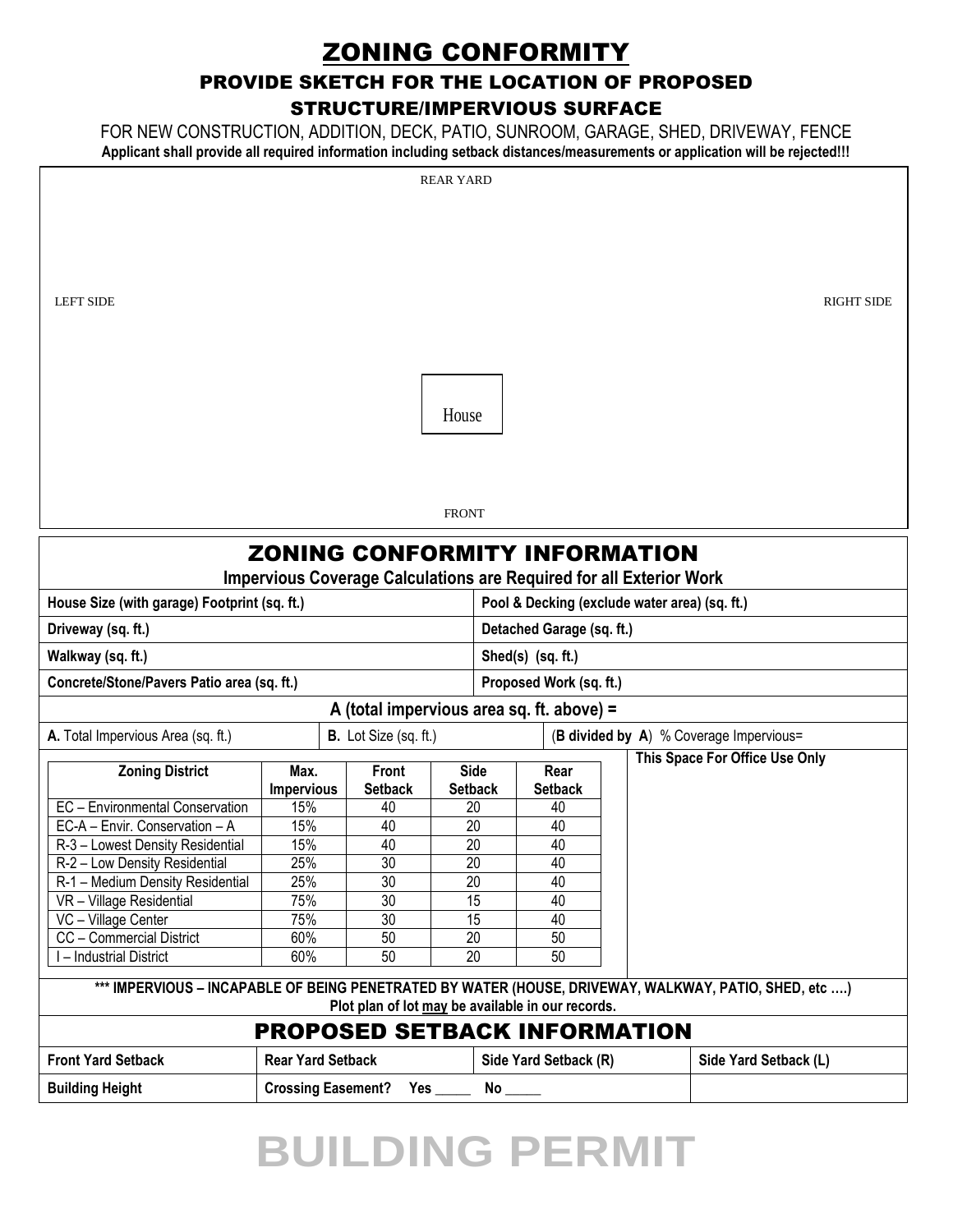# ZONING CONFORMITY

## PROVIDE SKETCH FOR THE LOCATION OF PROPOSED STRUCTURE/IMPERVIOUS SURFACE

FOR NEW CONSTRUCTION, ADDITION, DECK, PATIO, SUNROOM, GARAGE, SHED, DRIVEWAY, FENCE

**Applicant shall provide all required information including setback distances/measurements or application will be rejected!!!**

REAR YARD

LEFT SIDE

RIGHT SIDE

House

FRONT

## ZONING CONFORMITY INFORMATION

**Impervious Coverage Calculations are Required for all Exterior Work**

| | |
|---|---|
| **House Size (with garage) Footprint (sq. ft.)** | **Pool & Decking (exclude water area) (sq. ft.)** |
| **Driveway (sq. ft.)** | **Detached Garage (sq. ft.)** |
| **Walkway (sq. ft.)** | **Shed(s) (sq. ft.)** |
| **Concrete/Stone/Pavers Patio area (sq. ft.)** | **Proposed Work (sq. ft.)** |

**A (total impervious area sq. ft. above) =**

| | | |
|---|---|---|
| **A.** Total Impervious Area (sq. ft.) | **B.** Lot Size (sq. ft.) | (**B divided by A**) % Coverage Impervious= |

| Zoning District | Max. Impervious | Front Setback | Side Setback | Rear Setback |
|---|---|---|---|---|
| EC – Environmental Conservation | 15% | 40 | 20 | 40 |
| EC-A – Envir. Conservation – A | 15% | 40 | 20 | 40 |
| R-3 – Lowest Density Residential | 15% | 40 | 20 | 40 |
| R-2 – Low Density Residential | 25% | 30 | 20 | 40 |
| R-1 – Medium Density Residential | 25% | 30 | 20 | 40 |
| VR – Village Residential | 75% | 30 | 15 | 40 |
| VC – Village Center | 75% | 30 | 15 | 40 |
| CC – Commercial District | 60% | 50 | 20 | 50 |
| I – Industrial District | 60% | 50 | 20 | 50 |

**This Space For Office Use Only**

**\*\*\* IMPERVIOUS – INCAPABLE OF BEING PENETRATED BY WATER (HOUSE, DRIVEWAY, WALKWAY, PATIO, SHED, etc ….)**

**Plot plan of lot may be available in our records.**

## PROPOSED SETBACK INFORMATION

| | | | |
|---|---|---|---|
| **Front Yard Setback** | **Rear Yard Setback** | **Side Yard Setback (R)** | **Side Yard Setback (L)** |
| **Building Height** | **Crossing Easement? Yes \_\_\_\_\_ No \_\_\_\_\_** | | |

# BUILDING PERMIT